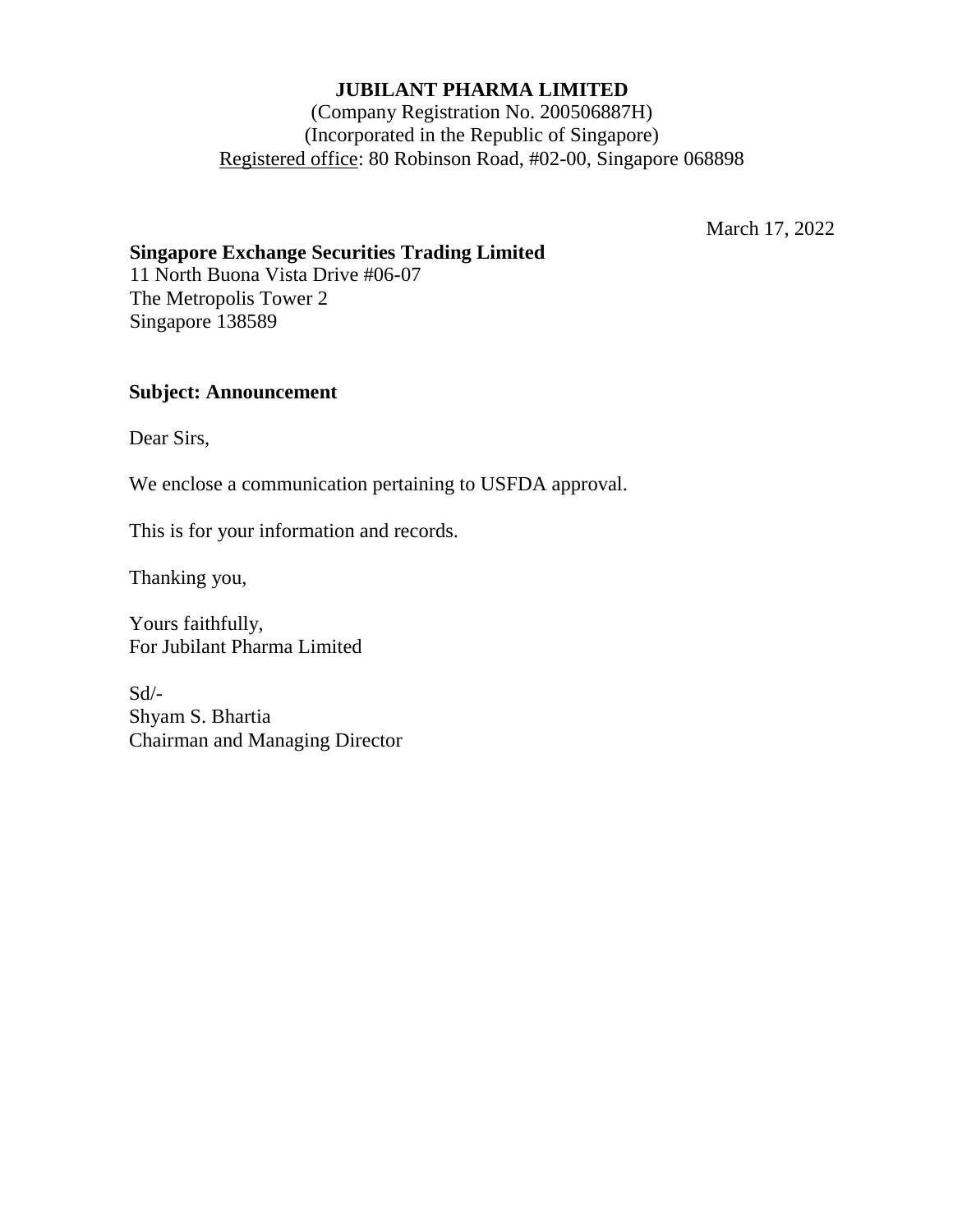**JUBILANT PHARMA LIMITED**
(Company Registration No. 200506887H)
(Incorporated in the Republic of Singapore)
Registered office: 80 Robinson Road, #02-00, Singapore 068898

March 17, 2022

**Singapore Exchange Securities Trading Limited**
11 North Buona Vista Drive #06-07
The Metropolis Tower 2
Singapore 138589

**Subject: Announcement**

Dear Sirs,

We enclose a communication pertaining to USFDA approval.

This is for your information and records.

Thanking you,

Yours faithfully,
For Jubilant Pharma Limited

Sd/-
Shyam S. Bhartia
Chairman and Managing Director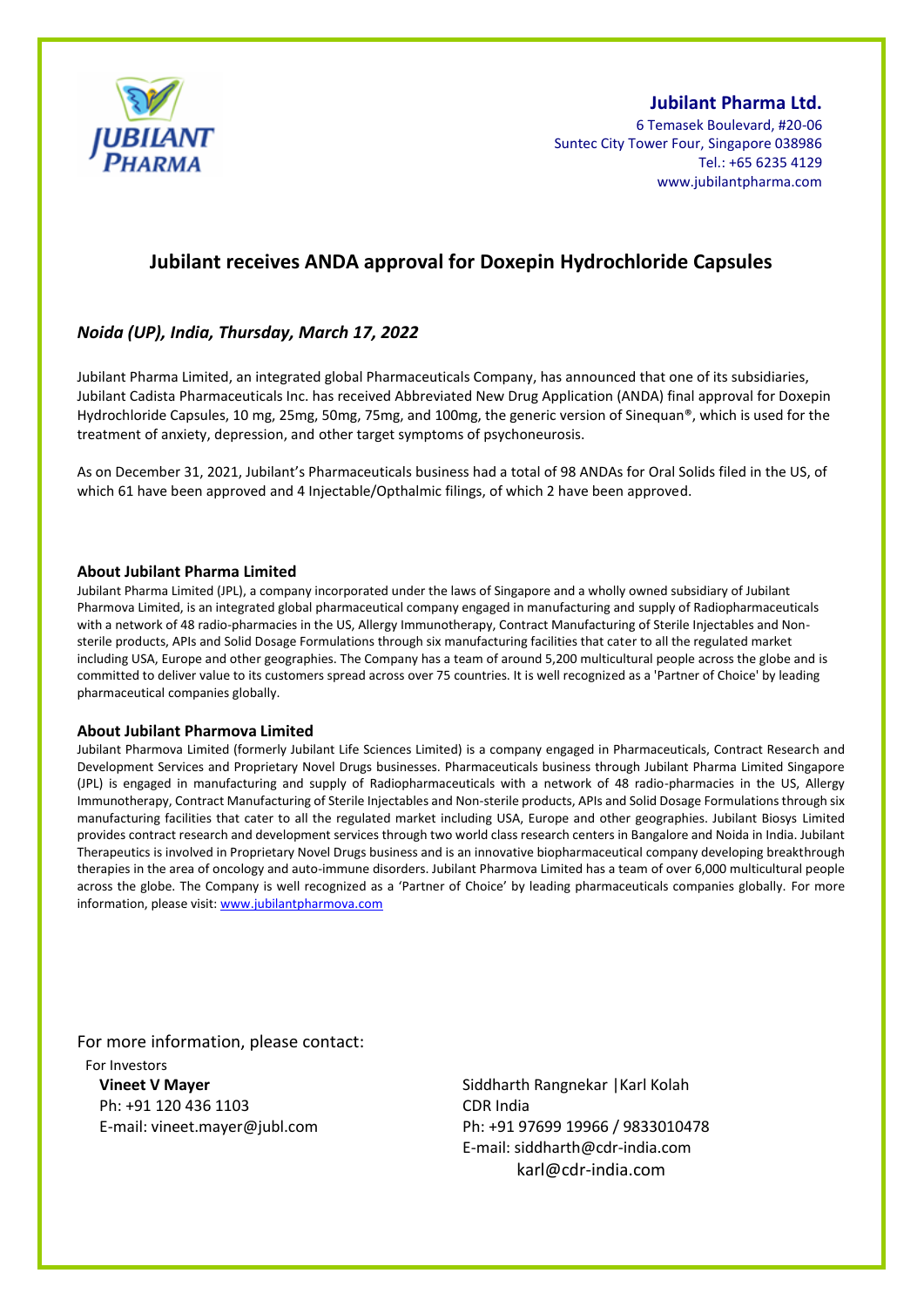**Jubilant Pharma Ltd.**

6 Temasek Boulevard, #20-06
Suntec City Tower Four, Singapore 038986
Tel.: +65 6235 4129
www.jubilantpharma.com

## Jubilant receives ANDA approval for Doxepin Hydrochloride Capsules

*Noida (UP), India, Thursday, March 17, 2022*

Jubilant Pharma Limited, an integrated global Pharmaceuticals Company, has announced that one of its subsidiaries, Jubilant Cadista Pharmaceuticals Inc. has received Abbreviated New Drug Application (ANDA) final approval for Doxepin Hydrochloride Capsules, 10 mg, 25mg, 50mg, 75mg, and 100mg, the generic version of Sinequan®, which is used for the treatment of anxiety, depression, and other target symptoms of psychoneurosis.

As on December 31, 2021, Jubilant's Pharmaceuticals business had a total of 98 ANDAs for Oral Solids filed in the US, of which 61 have been approved and 4 Injectable/Opthalmic filings, of which 2 have been approved.

### About Jubilant Pharma Limited

Jubilant Pharma Limited (JPL), a company incorporated under the laws of Singapore and a wholly owned subsidiary of Jubilant Pharmova Limited, is an integrated global pharmaceutical company engaged in manufacturing and supply of Radiopharmaceuticals with a network of 48 radio-pharmacies in the US, Allergy Immunotherapy, Contract Manufacturing of Sterile Injectables and Non-sterile products, APIs and Solid Dosage Formulations through six manufacturing facilities that cater to all the regulated market including USA, Europe and other geographies. The Company has a team of around 5,200 multicultural people across the globe and is committed to deliver value to its customers spread across over 75 countries. It is well recognized as a 'Partner of Choice' by leading pharmaceutical companies globally.

### About Jubilant Pharmova Limited

Jubilant Pharmova Limited (formerly Jubilant Life Sciences Limited) is a company engaged in Pharmaceuticals, Contract Research and Development Services and Proprietary Novel Drugs businesses. Pharmaceuticals business through Jubilant Pharma Limited Singapore (JPL) is engaged in manufacturing and supply of Radiopharmaceuticals with a network of 48 radio-pharmacies in the US, Allergy Immunotherapy, Contract Manufacturing of Sterile Injectables and Non-sterile products, APIs and Solid Dosage Formulations through six manufacturing facilities that cater to all the regulated market including USA, Europe and other geographies. Jubilant Biosys Limited provides contract research and development services through two world class research centers in Bangalore and Noida in India. Jubilant Therapeutics is involved in Proprietary Novel Drugs business and is an innovative biopharmaceutical company developing breakthrough therapies in the area of oncology and auto-immune disorders. Jubilant Pharmova Limited has a team of over 6,000 multicultural people across the globe. The Company is well recognized as a 'Partner of Choice' by leading pharmaceuticals companies globally. For more information, please visit: www.jubilantpharmova.com

For more information, please contact:

For Investors

**Vineet V Mayer**
Ph: +91 120 436 1103
E-mail: vineet.mayer@jubl.com

Siddharth Rangnekar |Karl Kolah
CDR India
Ph: +91 97699 19966 / 9833010478
E-mail: siddharth@cdr-india.com
karl@cdr-india.com